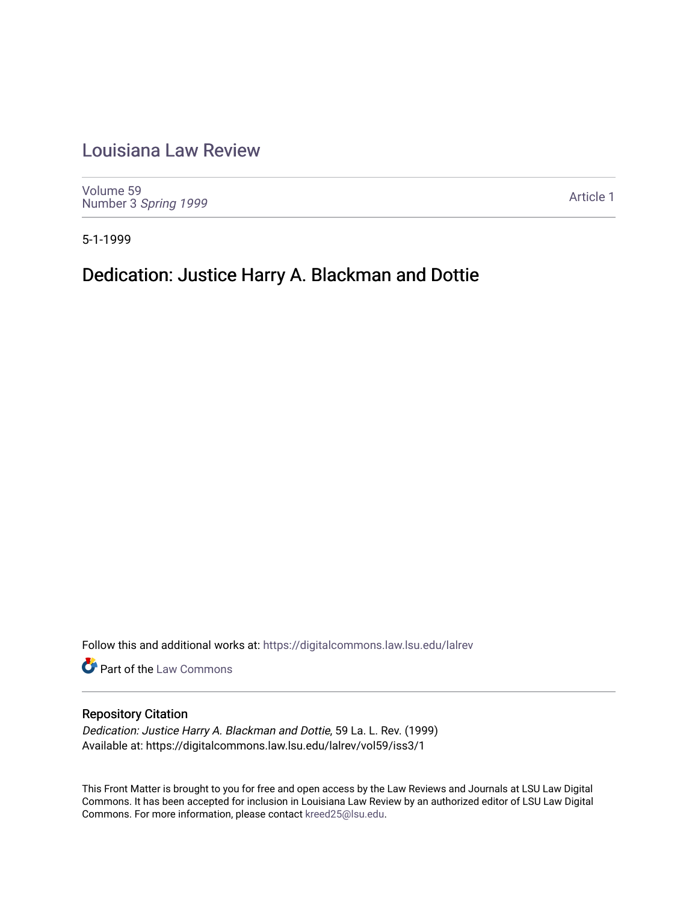# Louisiana Law Review

Volume 59
Number 3 *Spring 1999*

Article 1

5-1-1999

## Dedication: Justice Harry A. Blackman and Dottie

Follow this and additional works at: https://digitalcommons.law.lsu.edu/lalrev

Part of the Law Commons

### Repository Citation

*Dedication: Justice Harry A. Blackman and Dottie*, 59 La. L. Rev. (1999)
Available at: https://digitalcommons.law.lsu.edu/lalrev/vol59/iss3/1

This Front Matter is brought to you for free and open access by the Law Reviews and Journals at LSU Law Digital Commons. It has been accepted for inclusion in Louisiana Law Review by an authorized editor of LSU Law Digital Commons. For more information, please contact kreed25@lsu.edu.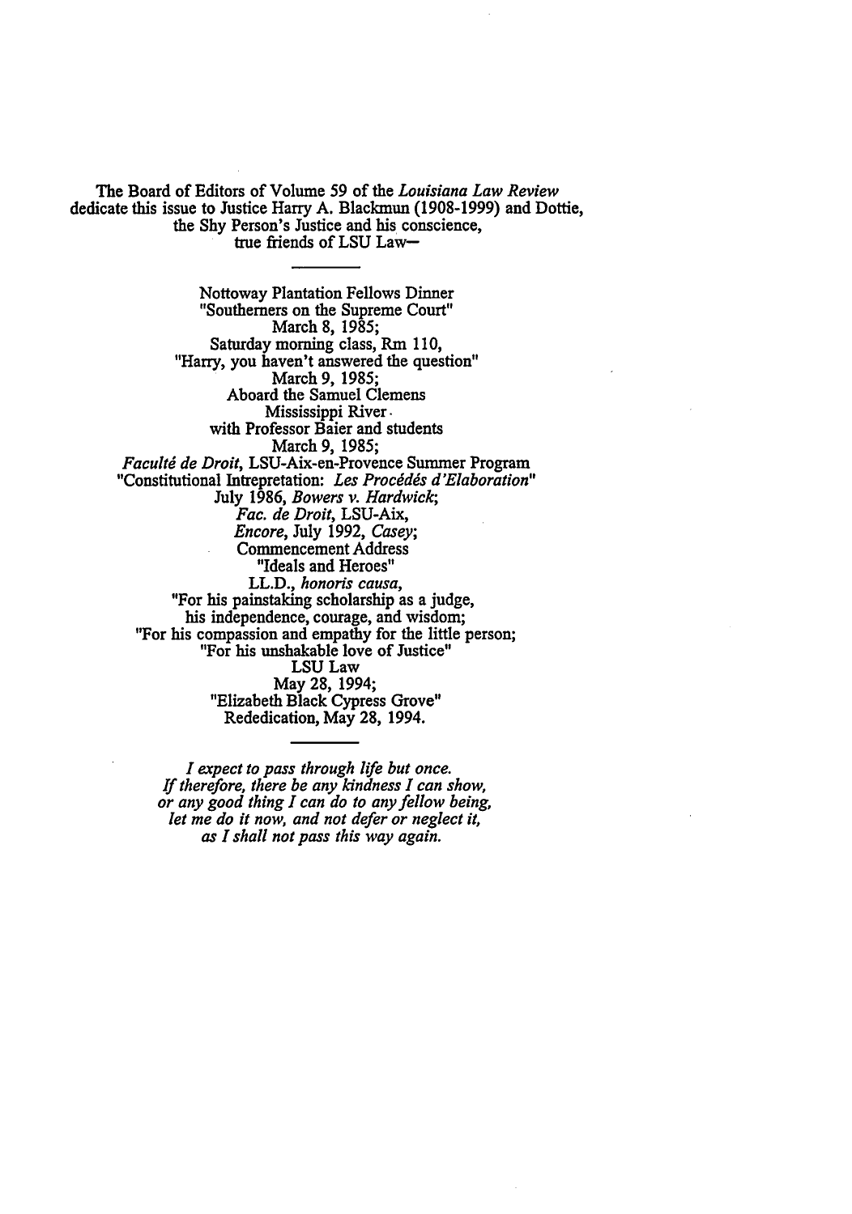The Board of Editors of Volume 59 of the *Louisiana Law Review* dedicate this issue to Justice Harry A. Blackmun (1908-1999) and Dottie, the Shy Person's Justice and his conscience, true friends of LSU Law—

---

Nottoway Plantation Fellows Dinner
"Southerners on the Supreme Court"
March 8, 1985;
Saturday morning class, Rm 110,
"Harry, you haven't answered the question"
March 9, 1985;
Aboard the Samuel Clemens
Mississippi River
with Professor Baier and students
March 9, 1985;
*Faculté de Droit*, LSU-Aix-en-Provence Summer Program
"Constitutional Intrepretation: *Les Procédés d'Elaboration*"
July 1986, *Bowers v. Hardwick*;
*Fac. de Droit*, LSU-Aix,
*Encore*, July 1992, *Casey*;
Commencement Address
"Ideals and Heroes"
LL.D., *honoris causa*,
"For his painstaking scholarship as a judge,
his independence, courage, and wisdom;
"For his compassion and empathy for the little person;
"For his unshakable love of Justice"
LSU Law
May 28, 1994;
"Elizabeth Black Cypress Grove"
Rededication, May 28, 1994.

---

*I expect to pass through life but once.*
*If therefore, there be any kindness I can show,*
*or any good thing I can do to any fellow being,*
*let me do it now, and not defer or neglect it,*
*as I shall not pass this way again.*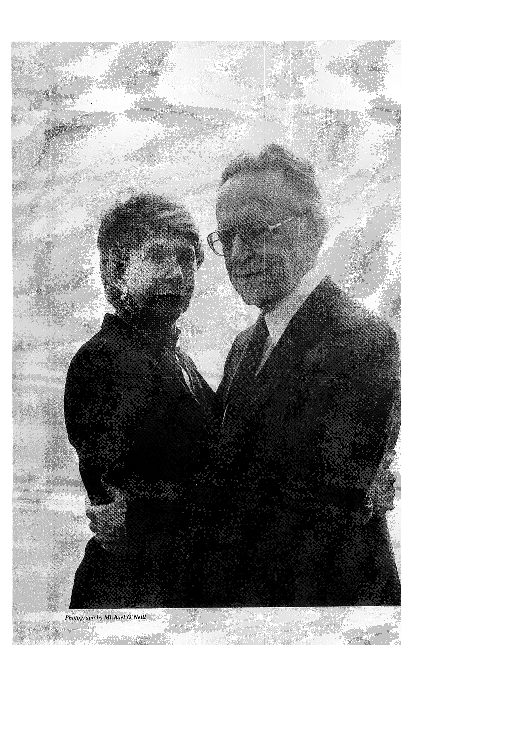*Photograph by Michael O'Neill*